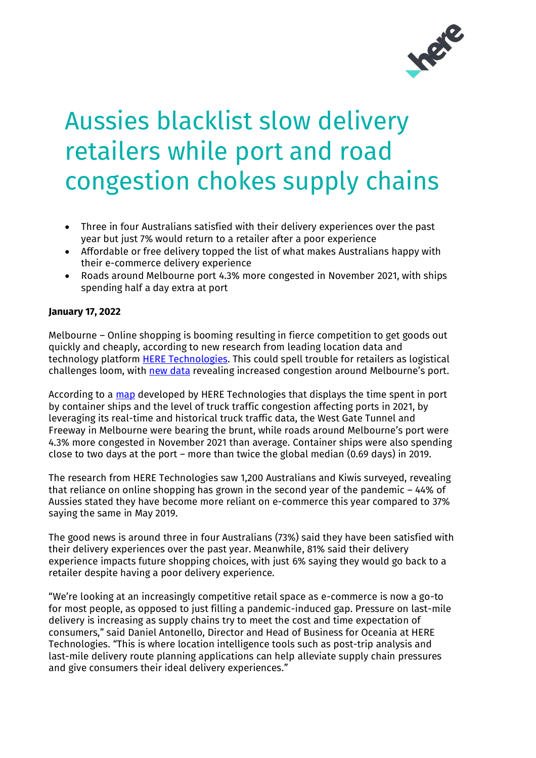# Aussies blacklist slow delivery retailers while port and road congestion chokes supply chains

- Three in four Australians satisfied with their delivery experiences over the past year but just 7% would return to a retailer after a poor experience
- Affordable or free delivery topped the list of what makes Australians happy with their e-commerce delivery experience
- Roads around Melbourne port 4.3% more congested in November 2021, with ships spending half a day extra at port

**January 17, 2022**

Melbourne – Online shopping is booming resulting in fierce competition to get goods out quickly and cheaply, according to new research from leading location data and technology platform [HERE Technologies](). This could spell trouble for retailers as logistical challenges loom, with [new data]() revealing increased congestion around Melbourne's port.

According to a [map]() developed by HERE Technologies that displays the time spent in port by container ships and the level of truck traffic congestion affecting ports in 2021, by leveraging its real-time and historical truck traffic data, the West Gate Tunnel and Freeway in Melbourne were bearing the brunt, while roads around Melbourne's port were 4.3% more congested in November 2021 than average. Container ships were also spending close to two days at the port – more than twice the global median (0.69 days) in 2019.

The research from HERE Technologies saw 1,200 Australians and Kiwis surveyed, revealing that reliance on online shopping has grown in the second year of the pandemic – 44% of Aussies stated they have become more reliant on e-commerce this year compared to 37% saying the same in May 2019.

The good news is around three in four Australians (73%) said they have been satisfied with their delivery experiences over the past year. Meanwhile, 81% said their delivery experience impacts future shopping choices, with just 6% saying they would go back to a retailer despite having a poor delivery experience.

"We're looking at an increasingly competitive retail space as e-commerce is now a go-to for most people, as opposed to just filling a pandemic-induced gap. Pressure on last-mile delivery is increasing as supply chains try to meet the cost and time expectation of consumers," said Daniel Antonello, Director and Head of Business for Oceania at HERE Technologies. "This is where location intelligence tools such as post-trip analysis and last-mile delivery route planning applications can help alleviate supply chain pressures and give consumers their ideal delivery experiences."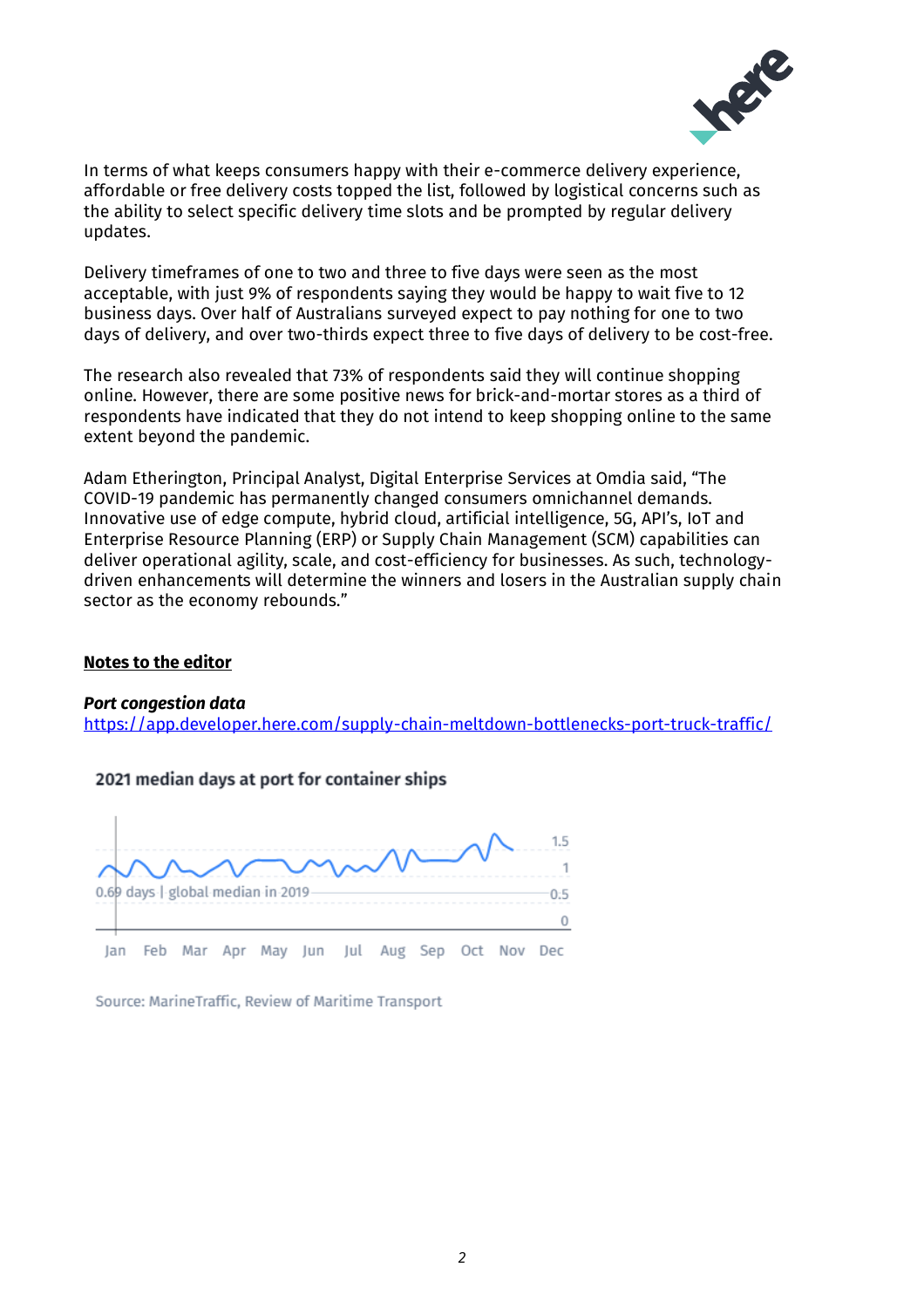In terms of what keeps consumers happy with their e-commerce delivery experience, affordable or free delivery costs topped the list, followed by logistical concerns such as the ability to select specific delivery time slots and be prompted by regular delivery updates.

Delivery timeframes of one to two and three to five days were seen as the most acceptable, with just 9% of respondents saying they would be happy to wait five to 12 business days. Over half of Australians surveyed expect to pay nothing for one to two days of delivery, and over two-thirds expect three to five days of delivery to be cost-free.

The research also revealed that 73% of respondents said they will continue shopping online. However, there are some positive news for brick-and-mortar stores as a third of respondents have indicated that they do not intend to keep shopping online to the same extent beyond the pandemic.

Adam Etherington, Principal Analyst, Digital Enterprise Services at Omdia said, "The COVID-19 pandemic has permanently changed consumers omnichannel demands. Innovative use of edge compute, hybrid cloud, artificial intelligence, 5G, API's, IoT and Enterprise Resource Planning (ERP) or Supply Chain Management (SCM) capabilities can deliver operational agility, scale, and cost-efficiency for businesses. As such, technology-driven enhancements will determine the winners and losers in the Australian supply chain sector as the economy rebounds."

**Notes to the editor**

***Port congestion data***
[https://app.developer.here.com/supply-chain-meltdown-bottlenecks-port-truck-traffic/](https://app.developer.here.com/supply-chain-meltdown-bottlenecks-port-truck-traffic/)

**2021 median days at port for container ships**

0.69 days | global median in 2019

Jan Feb Mar Apr May Jun Jul Aug Sep Oct Nov Dec

Source: MarineTraffic, Review of Maritime Transport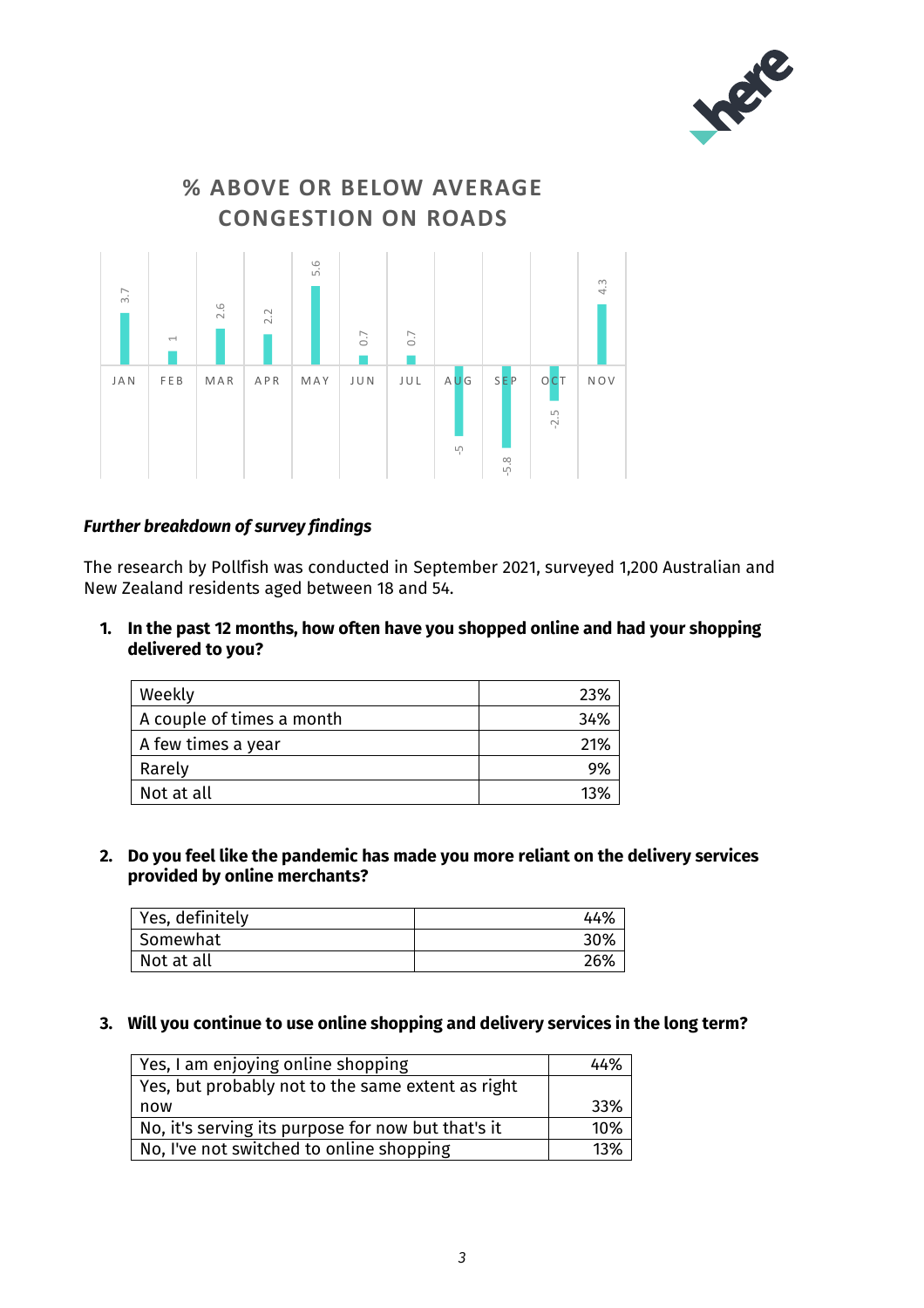## % ABOVE OR BELOW AVERAGE CONGESTION ON ROADS

| JAN | FEB | MAR | APR | MAY | JUN | JUL | AUG | SEP | OCT | NOV |
|---|---|---|---|---|---|---|---|---|---|---|
| 3.7 | 1 | 2.6 | 2.2 | 5.6 | 0.7 | 0.7 | -5 | -5.8 | -2.5 | 4.3 |

***Further breakdown of survey findings***

The research by Pollfish was conducted in September 2021, surveyed 1,200 Australian and New Zealand residents aged between 18 and 54.

1. **In the past 12 months, how often have you shopped online and had your shopping delivered to you?**

| Response | % |
|---|---|
| Weekly | 23% |
| A couple of times a month | 34% |
| A few times a year | 21% |
| Rarely | 9% |
| Not at all | 13% |

2. **Do you feel like the pandemic has made you more reliant on the delivery services provided by online merchants?**

| Response | % |
|---|---|
| Yes, definitely | 44% |
| Somewhat | 30% |
| Not at all | 26% |

3. **Will you continue to use online shopping and delivery services in the long term?**

| Response | % |
|---|---|
| Yes, I am enjoying online shopping | 44% |
| Yes, but probably not to the same extent as right now | 33% |
| No, it's serving its purpose for now but that's it | 10% |
| No, I've not switched to online shopping | 13% |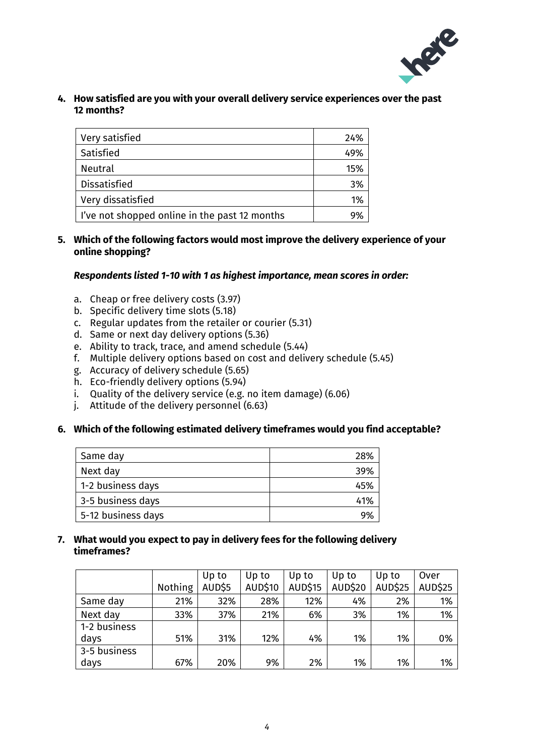**4. How satisfied are you with your overall delivery service experiences over the past 12 months?**

| | |
|---|---|
| Very satisfied | 24% |
| Satisfied | 49% |
| Neutral | 15% |
| Dissatisfied | 3% |
| Very dissatisfied | 1% |
| I've not shopped online in the past 12 months | 9% |

**5. Which of the following factors would most improve the delivery experience of your online shopping?**

***Respondents listed 1-10 with 1 as highest importance, mean scores in order:***

a. Cheap or free delivery costs (3.97)
b. Specific delivery time slots (5.18)
c. Regular updates from the retailer or courier (5.31)
d. Same or next day delivery options (5.36)
e. Ability to track, trace, and amend schedule (5.44)
f. Multiple delivery options based on cost and delivery schedule (5.45)
g. Accuracy of delivery schedule (5.65)
h. Eco-friendly delivery options (5.94)
i. Quality of the delivery service (e.g. no item damage) (6.06)
j. Attitude of the delivery personnel (6.63)

**6. Which of the following estimated delivery timeframes would you find acceptable?**

| | |
|---|---|
| Same day | 28% |
| Next day | 39% |
| 1-2 business days | 45% |
| 3-5 business days | 41% |
| 5-12 business days | 9% |

**7. What would you expect to pay in delivery fees for the following delivery timeframes?**

| | Nothing | Up to AUD$5 | Up to AUD$10 | Up to AUD$15 | Up to AUD$20 | Up to AUD$25 | Over AUD$25 |
|---|---|---|---|---|---|---|---|
| Same day | 21% | 32% | 28% | 12% | 4% | 2% | 1% |
| Next day | 33% | 37% | 21% | 6% | 3% | 1% | 1% |
| 1-2 business days | 51% | 31% | 12% | 4% | 1% | 1% | 0% |
| 3-5 business days | 67% | 20% | 9% | 2% | 1% | 1% | 1% |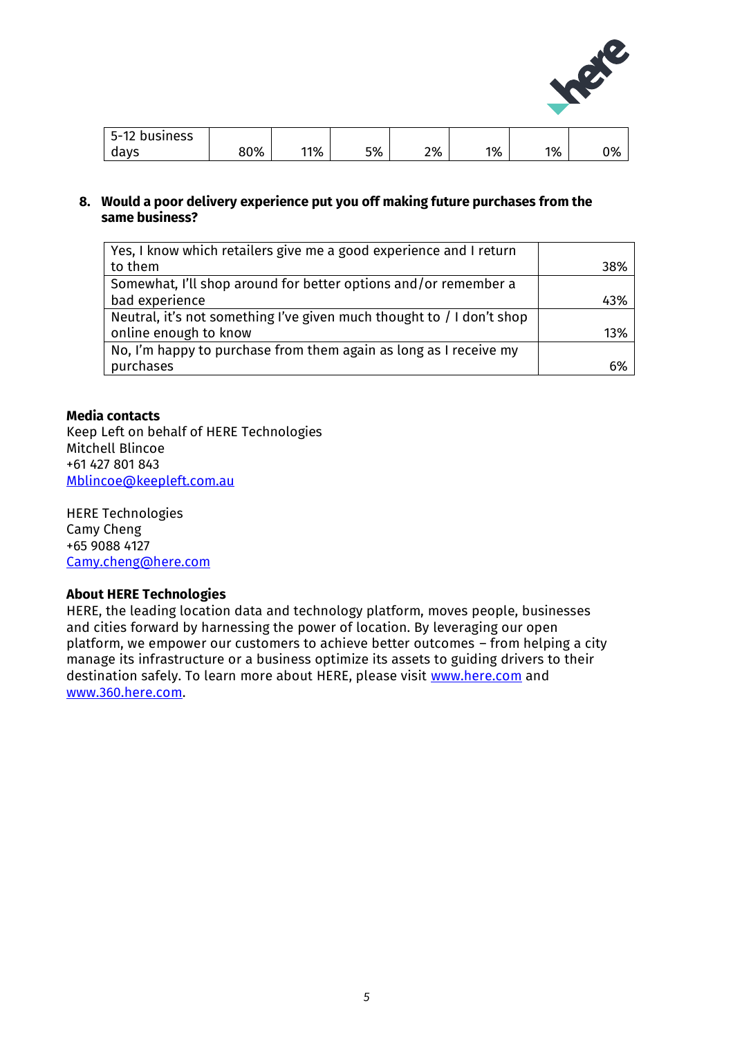| | | | | | | | |
|---|---|---|---|---|---|---|---|
| 5-12 business days | 80% | 11% | 5% | 2% | 1% | 1% | 0% |

**8. Would a poor delivery experience put you off making future purchases from the same business?**

| | |
|---|---|
| Yes, I know which retailers give me a good experience and I return to them | 38% |
| Somewhat, I'll shop around for better options and/or remember a bad experience | 43% |
| Neutral, it's not something I've given much thought to / I don't shop online enough to know | 13% |
| No, I'm happy to purchase from them again as long as I receive my purchases | 6% |

**Media contacts**
Keep Left on behalf of HERE Technologies
Mitchell Blincoe
+61 427 801 843
Mblincoe@keepleft.com.au

HERE Technologies
Camy Cheng
+65 9088 4127
Camy.cheng@here.com

**About HERE Technologies**
HERE, the leading location data and technology platform, moves people, businesses and cities forward by harnessing the power of location. By leveraging our open platform, we empower our customers to achieve better outcomes – from helping a city manage its infrastructure or a business optimize its assets to guiding drivers to their destination safely. To learn more about HERE, please visit www.here.com and www.360.here.com.